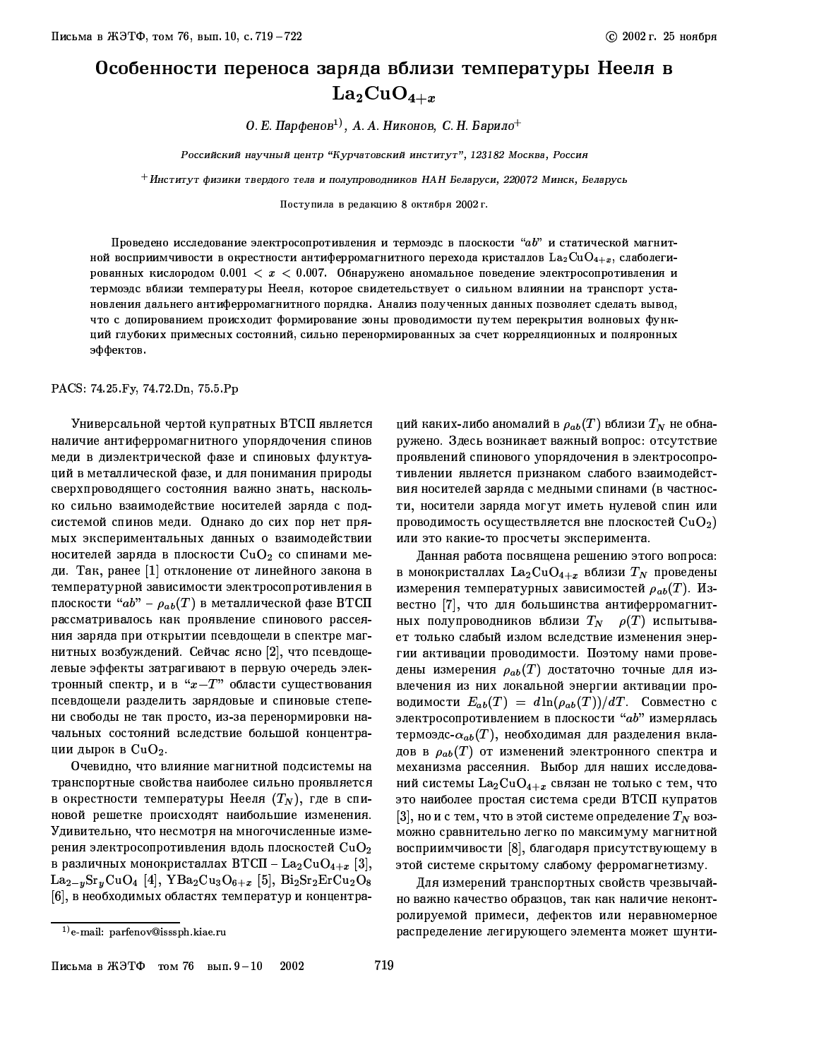# Особенности переноса заряда вблизи температуры Нееля в $La_2CuO_{4+x}$

*О. Е. Парфенов*[1]*, А. А. Никонов, С. Н. Барило*[+]

*Российский научный центр "Курчатовский институт", 123182 Москва, Россия*

[+]*Институт физики твердого тела и полупроводников НАН Беларуси, 220072 Минск, Беларусь*

Поступила в редакцию 8 октября 2002 г.

Проведено исследование электросопротивления и термоэдс в плоскости "$ab$" и статической магнитной восприимчивости в окрестности антиферромагнитного перехода кристаллов $La_2CuO_{4+x}$, слаболегированных кислородом $0.001 < x < 0.007$. Обнаружено аномальное поведение электросопротивления и термоэдс вблизи температуры Нееля, которое свидетельствует о сильном влиянии на транспорт установления дальнего антиферромагнитного порядка. Анализ полученных данных позволяет сделать вывод, что с допированием происходит формирование зоны проводимости путем перекрытия волновых функций глубоких примесных состояний, сильно перенормированных за счет корреляционных и поляронных эффектов.

PACS: 74.25.Fy, 74.72.Dn, 75.5.Pp

Универсальной чертой купратных ВТСП является наличие антиферромагнитного упорядочения спинов меди в диэлектрической фазе и спиновых флуктуаций в металлической фазе, и для понимания природы сверхпроводящего состояния важно знать, насколько сильно взаимодействие носителей заряда с подсистемой спинов меди. Однако до сих пор нет прямых экспериментальных данных о взаимодействии носителей заряда в плоскости $CuO_2$ со спинами меди. Так, ранее [1] отклонение от линейного закона в температурной зависимости электросопротивления в плоскости "$ab$" – $\rho_{ab}(T)$ в металлической фазе ВТСП рассматривалось как проявление спинового рассеяния заряда при открытии псевдощели в спектре магнитных возбуждений. Сейчас ясно [2], что псевдощелевые эффекты затрагивают в первую очередь электронный спектр, и в "$x$–$T$" области существования псевдощели разделить зарядовые и спиновые степени свободы не так просто, из-за перенормировки начальных состояний вследствие большой концентрации дырок в $CuO_2$.

Очевидно, что влияние магнитной подсистемы на транспортные свойства наиболее сильно проявляется в окрестности температуры Нееля ($T_N$), где в спиновой решетке происходят наибольшие изменения. Удивительно, что несмотря на многочисленные измерения электросопротивления вдоль плоскостей $CuO_2$ в различных монокристаллах ВТСП – $La_2CuO_{4+x}$ [3], $La_{2-y}Sr_yCuO_4$ [4], $YBa_2Cu_3O_{6+x}$ [5], $Bi_2Sr_2ErCu_2O_8$ [6], в необходимых областях температур и концентраций каких-либо аномалий в $\rho_{ab}(T)$ вблизи $T_N$ не обнаружено. Здесь возникает важный вопрос: отсутствие проявлений спинового упорядочения в электросопротивлении является признаком слабого взаимодействия носителей заряда с медными спинами (в частности, носители заряда могут иметь нулевой спин или проводимость осуществляется вне плоскостей $CuO_2$) или это какие-то просчеты эксперимента.

Данная работа посвящена решению этого вопроса: в монокристаллах $La_2CuO_{4+x}$ вблизи $T_N$ проведены измерения температурных зависимостей $\rho_{ab}(T)$. Известно [7], что для большинства антиферромагнитных полупроводников вблизи $T_N$ $\rho(T)$ испытывает только слабый излом вследствие изменения энергии активации проводимости. Поэтому нами проведены измерения $\rho_{ab}(T)$ достаточно точные для извлечения из них локальной энергии активации проводимости $E_{ab}(T) = d\ln(\rho_{ab}(T))/dT$. Совместно с электросопротивлением в плоскости "$ab$" измерялась термоэдс-$\alpha_{ab}(T)$, необходимая для разделения вкладов в $\rho_{ab}(T)$ от изменений электронного спектра и механизма рассеяния. Выбор для наших исследований системы $La_2CuO_{4+x}$ связан не только с тем, что это наиболее простая система среди ВТСП купратов [3], но и с тем, что в этой системе определение $T_N$ возможно сравнительно легко по максимуму магнитной восприимчивости [8], благодаря присутствующему в этой системе скрытому слабому ферромагнетизму.

Для измерений транспортных свойств чрезвычайно важно качество образцов, так как наличие неконтролируемой примеси, дефектов или неравномерное распределение легирующего элемента может шунти-

[1] e-mail: parfenov@isssph.kiae.ru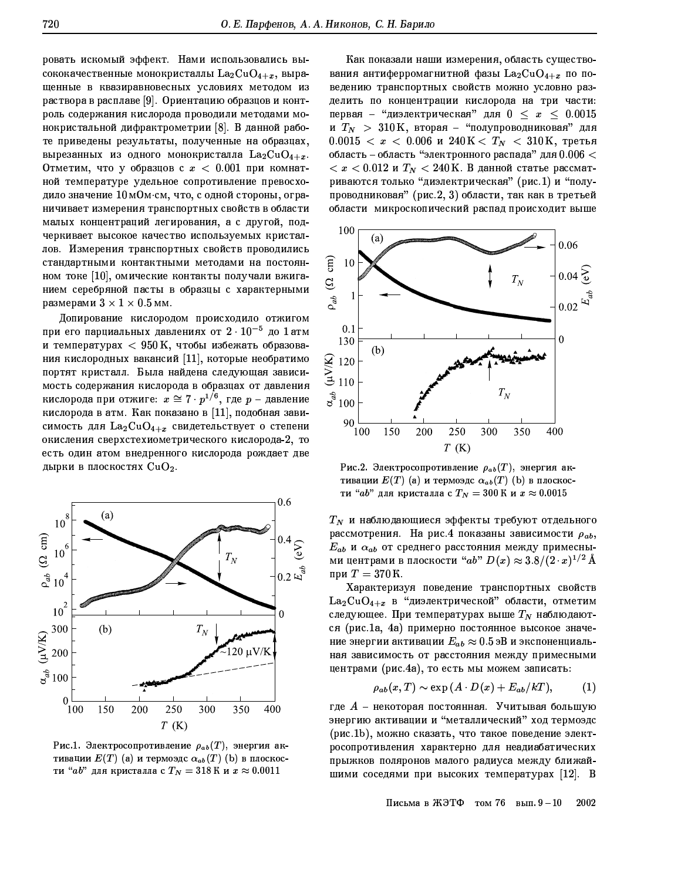ровать искомый эффект. Нами использовались высококачественные монокристаллы $La_2CuO_{4+x}$, выращенные в квазиравновесных условиях методом из раствора в расплаве [9]. Ориентацию образцов и контроль содержания кислорода проводили методами монокристальной дифрактометрии [8]. В данной работе приведены результаты, полученные на образцах, вырезанных из одного монокристалла $La_2CuO_{4+x}$. Отметим, что у образцов с $x < 0.001$ при комнатной температуре удельное сопротивление превосходило значение 10 МОм·см, что, с одной стороны, ограничивает измерения транспортных свойств в области малых концентраций легирования, а с другой, подчеркивает высокое качество используемых кристаллов. Измерения транспортных свойств проводились стандартными контактными методами на постоянном токе [10], омические контакты получали вжиганием серебряной пасты в образцы с характерными размерами $3 \times 1 \times 0.5$ мм.

Допирование кислородом происходило отжигом при его парциальных давлениях от $2 \cdot 10^{-5}$ до 1 атм и температурах $< 950$ K, чтобы избежать образования кислородных вакансий [11], которые необратимо портят кристалл. Была найдена следующая зависимость содержания кислорода в образцах от давления кислорода при отжиге: $x \cong 7 \cdot p^{1/6}$, где $p$ – давление кислорода в атм. Как показано в [11], подобная зависимость для $La_2CuO_{4+x}$ свидетельствует о степени окисления сверхстехиометрического кислорода-2, то есть один атом внедренного кислорода рождает две дырки в плоскостях $CuO_2$.

Рис.1. Электросопротивление $\rho_{ab}(T)$, энергия активации $E(T)$ (a) и термоэдс $\alpha_{ab}(T)$ (b) в плоскости "$ab$" для кристалла с $T_N = 318$ K и $x \approx 0.0011$

Как показали наши измерения, область существования антиферромагнитной фазы $La_2CuO_{4+x}$ по поведению транспортных свойств можно условно разделить по концентрации кислорода на три части: первая – "диэлектрическая" для $0 \le x \le 0.0015$ и $T_N > 310$ K, вторая – "полупроводниковая" для $0.0015 < x < 0.006$ и $240\,\mathrm{K} < T_N < 310$ K, третья область – область "электронного распада" для $0.006 < x < 0.012$ и $T_N < 240$ K. В данной статье рассматриваются только "диэлектрическая" (рис.1) и "полупроводниковая" (рис.2, 3) области, так как в третьей области микроскопический распад происходит выше

Рис.2. Электросопротивление $\rho_{ab}(T)$, энергия активации $E(T)$ (a) и термоэдс $\alpha_{ab}(T)$ (b) в плоскости "$ab$" для кристалла с $T_N = 300$ K и $x \approx 0.0015$

$T_N$ и наблюдающиеся эффекты требуют отдельного рассмотрения. На рис.4 показаны зависимости $\rho_{ab}$, $E_{ab}$ и $\alpha_{ab}$ от среднего расстояния между примесными центрами в плоскости "$ab$" $D(x) \approx 3.8/(2 \cdot x)^{1/2}$ Å при $T = 370$ K.

Характеризуя поведение транспортных свойств $La_2CuO_{4+x}$ в "диэлектрической" области, отметим следующее. При температурах выше $T_N$ наблюдаются (рис.1a, 4a) примерно постоянное высокое значение энергии активации $E_{ab} \approx 0.5$ эВ и экспоненциальная зависимость от расстояния между примесными центрами (рис.4a), то есть мы можем записать:

$$\rho_{ab}(x, T) \sim \exp\left(A \cdot D(x) + E_{ab}/kT\right), \qquad (1)$$

где $A$ – некоторая постоянная. Учитывая большую энергию активации и "металлический" ход термоэдс (рис.1b), можно сказать, что такое поведение электросопротивления характерно для неадиабатических прыжков поляронов малого радиуса между ближайшими соседями при высоких температурах [12]. В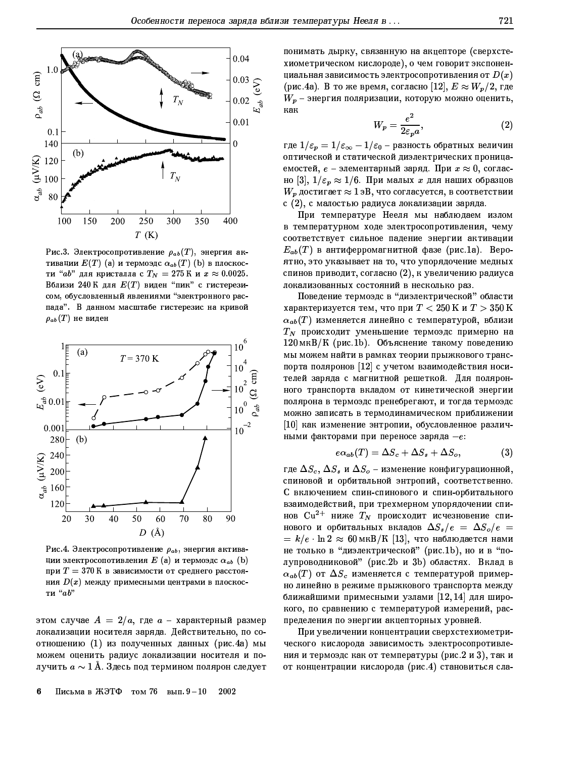Рис.3. Электросопротивление $\rho_{ab}(T)$, энергия активации $E(T)$ (a) и термоэдс $\alpha_{ab}(T)$ (b) в плоскости "$ab$" для кристалла с $T_N = 275$ К и $x \approx 0.0025$. Вблизи 240 К для $E(T)$ виден "пик" с гистерезисом, обусловленный явлениями "электронного распада". В данном масштабе гистерезис на кривой $\rho_{ab}(T)$ не виден

Рис.4. Электросопротивление $\rho_{ab}$, энергия активации электросопотивления $E$ (a) и термоэдс $\alpha_{ab}$ (b) при $T = 370$ К в зависимости от среднего расстояния $D(x)$ между примесными центрами в плоскости "$ab$"

этом случае $A = 2/a$, где $a$ – характерный размер локализации носителя заряда. Действительно, по соотношению (1) из полученных данных (рис.4a) мы можем оценить радиус локализации носителя и получить $a \sim 1$ Å. Здесь под термином полярон следует понимать дырку, связанную на акцепторе (сверхстехиометрическом кислороде), о чем говорит экспоненциальная зависимость электросопротивления от $D(x)$ (рис.4a). В то же время, согласно [12], $E \approx W_p/2$, где $W_p$ – энергия поляризации, которую можно оценить, как

$$W_p = \frac{e^2}{2\varepsilon_p a}, \tag{2}$$

где $1/\varepsilon_p = 1/\varepsilon_\infty - 1/\varepsilon_0$ – разность обратных величин оптической и статической диэлектрических проницаемостей, $e$ – элементарный заряд. При $x \approx 0$, согласно [3], $1/\varepsilon_p \approx 1/6$. При малых $x$ для наших образцов $W_p$ достигает $\approx 1$ эВ, что согласуется, в соответствии с (2), с малостью радиуса локализации заряда.

При температуре Нееля мы наблюдаем излом в температурном ходе электросопротивления, чему соответствует сильное падение энергии активации $E_{ab}(T)$ в антиферромагнитной фазе (рис.1a). Вероятно, это указывает на то, что упорядочение медных спинов приводит, согласно (2), к увеличению радиуса локализованных состояний в несколько раз.

Поведение термоэдс в "диэлектрической" области характеризуется тем, что при $T < 250$ К и $T > 350$ К $\alpha_{ab}(T)$ изменяется линейно с температурой, вблизи $T_N$ происходит уменьшение термоэдс примерно на 120 мкВ/К (рис.1b). Объяснение такому поведению мы можем найти в рамках теории прыжкового транспорта поляронов [12] с учетом взаимодействия носителей заряда с магнитной решеткой. Для поляронного транспорта вкладом от кинетической энергии полярона в термоэдс пренебрегают, и тогда термоэдс можно записать в термодинамическом приближении [10] как изменение энтропии, обусловленное различными факторами при переносе заряда $-e$:

$$e\alpha_{ab}(T) = \Delta S_c + \Delta S_s + \Delta S_o, \tag{3}$$

где $\Delta S_c$, $\Delta S_s$ и $\Delta S_o$ – изменение конфигурационной, спиновой и орбитальной энтропий, соответственно. С включением спин-спинового и спин-орбитального взаимодействий, при трехмерном упорядочении спинов $Cu^{2+}$ ниже $T_N$ происходит исчезновение спинового и орбитальных вкладов $\Delta S_s/e = \Delta S_o/e = k/e \cdot \ln 2 \approx 60$ мкВ/К [13], что наблюдается нами не только в "диэлектрической" (рис.1b), но и в "полупроводниковой" (рис.2b и 3b) областях. Вклад в $\alpha_{ab}(T)$ от $\Delta S_c$ изменяется с температурой примерно линейно в режиме прыжкового транспорта между ближайшими примесными узлами [12,14] для широкого, по сравнению с температурой измерений, распределения по энергии акцепторных уровней.

При увеличении концентрации сверхстехиометрического кислорода зависимость электросопротивления и термоэдс как от температуры (рис.2 и 3), так и от концентрации кислорода (рис.4) становиться сла-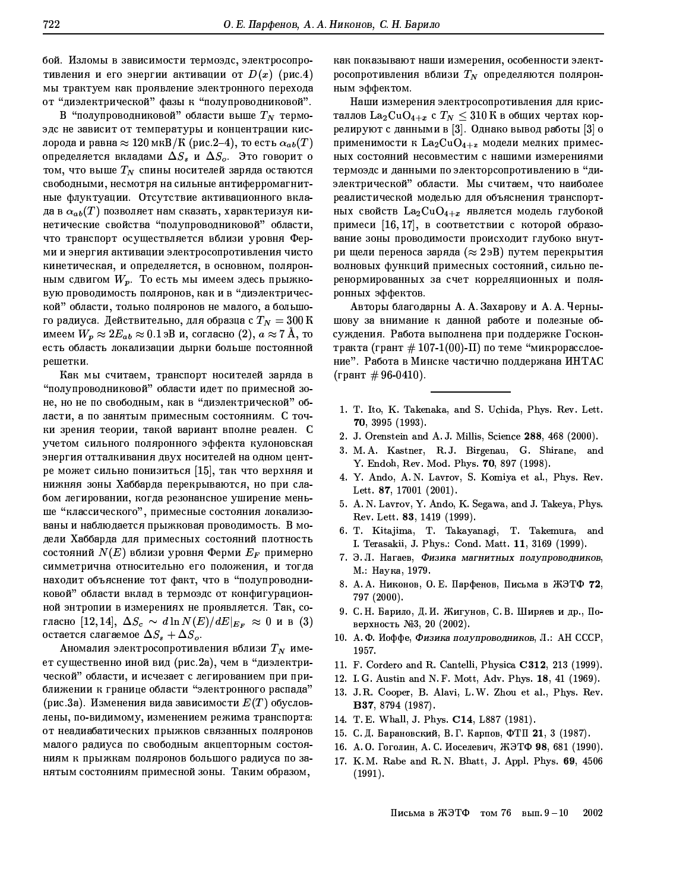бой. Изломы в зависимости термоэдс, электросопротивления и его энергии активации от $D(x)$ (рис.4) мы трактуем как проявление электронного перехода от "диэлектрической" фазы к "полупроводниковой".

В "полупроводниковой" области выше $T_N$ термоэдс не зависит от температуры и концентрации кислорода и равна $\approx 120$ мкВ/К (рис.2–4), то есть $\alpha_{ab}(T)$ определяется вкладами $\Delta S_s$ и $\Delta S_o$. Это говорит о том, что выше $T_N$ спины носителей заряда остаются свободными, несмотря на сильные антиферромагнитные флуктуации. Отсутствие активационного вклада в $\alpha_{ab}(T)$ позволяет нам сказать, характеризуя кинетические свойства "полупроводниковой" области, что транспорт осуществляется вблизи уровня Ферми и энергия активации электросопротивления чисто кинетическая, и определяется, в основном, поляронным сдвигом $W_p$. То есть мы имеем здесь прыжковую проводимость поляронов, как и в "диэлектрической" области, только поляронов не малого, а большого радиуса. Действительно, для образца с $T_N = 300$ К имеем $W_p \approx 2E_{ab} \approx 0.1$ эВ и, согласно (2), $a \approx 7$ Å, то есть область локализации дырки больше постоянной решетки.

Как мы считаем, транспорт носителей заряда в "полупроводниковой" области идет по примесной зоне, но не по свободным, как в "диэлектрической" области, а по занятым примесным состояниям. С точки зрения теории, такой вариант вполне реален. С учетом сильного поляронного эффекта кулоновская энергия отталкивания двух носителей на одном центре может сильно понизиться [15], так что верхняя и нижняя зоны Хаббарда перекрываются, но при слабом легировании, когда резонансное уширение меньше "классического", примесные состояния локализованы и наблюдается прыжковая проводимость. В модели Хаббарда для примесных состояний плотность состояний $N(E)$ вблизи уровня Ферми $E_F$ примерно симметрична относительно его положения, и тогда находит объяснение тот факт, что в "полупроводниковой" области вклад в термоэдс от конфигурационной энтропии в измерениях не проявляется. Так, согласно [12,14], $\Delta S_c \sim d\ln N(E)/dE|_{E_F} \approx 0$ и в (3) остается слагаемое $\Delta S_s + \Delta S_o$.

Аномалия электросопротивления вблизи $T_N$ имеет существенно иной вид (рис.2а), чем в "диэлектрической" области, и исчезает с легированием при приближении к границе области "электронного распада" (рис.3а). Изменения вида зависимости $E(T)$ обусловлены, по-видимому, изменением режима транспорта: от неадиабатических прыжков связанных поляронов малого радиуса по свободным акцепторным состояниям к прыжкам поляронов большого радиуса по занятым состояниям примесной зоны. Таким образом, как показывают наши измерения, особенности электросопротивления вблизи $T_N$ определяются поляронным эффектом.

Наши измерения электросопротивления для кристаллов $La_2CuO_{4+x}$ с $T_N \leq 310$ К в общих чертах коррелируют с данными в [3]. Однако вывод работы [3] о применимости к $La_2CuO_{4+x}$ модели мелких примесных состояний несовместим с нашими измерениями термоэдс и данными по электорсопротивлению в "диэлектрической" области. Мы считаем, что наиболее реалистической моделью для объяснения транспортных свойств $La_2CuO_{4+x}$ является модель глубокой примеси [16,17], в соответствии с которой образование зоны проводимости происходит глубоко внутри щели переноса заряда ($\approx 2$ эВ) путем перекрытия волновых функций примесных состояний, сильно перенормированных за счет корреляционных и поляронных эффектов.

Авторы благодарны А. А. Захарову и А. А. Чернышову за внимание к данной работе и полезные обсуждения. Работа выполнена при поддержке Госконтракта (грант # 107-1(00)-II) по теме "микрорасслоение". Работа в Минске частично поддержана ИНТАС (грант # 96-0410).

1. T. Ito, K. Takenaka, and S. Uchida, Phys. Rev. Lett. **70**, 3995 (1993).
2. J. Orenstein and A. J. Millis, Science **288**, 468 (2000).
3. M. A. Kastner, R. J. Birgenau, G. Shirane, and Y. Endoh, Rev. Mod. Phys. **70**, 897 (1998).
4. Y. Ando, A. N. Lavrov, S. Komiya et al., Phys. Rev. Lett. **87**, 17001 (2001).
5. A. N. Lavrov, Y. Ando, K. Segawa, and J. Takeya, Phys. Rev. Lett. **83**, 1419 (1999).
6. T. Kitajima, T. Takayanagi, T. Takemura, and I. Terasakii, J. Phys.: Cond. Matt. **11**, 3169 (1999).
7. Э. Л. Нагаев, *Физика магнитных полупроводников*, М.: Наука, 1979.
8. А. А. Никонов, О. Е. Парфенов, Письма в ЖЭТФ **72**, 797 (2000).
9. С. Н. Барило, Д. И. Жигунов, С. В. Ширяев и др., Поверхность №3, 20 (2002).
10. А. Ф. Иоффе, *Физика полупроводников*, Л.: АН СССР, 1957.
11. F. Cordero and R. Cantelli, Physica **C312**, 213 (1999).
12. I. G. Austin and N. F. Mott, Adv. Phys. **18**, 41 (1969).
13. J. R. Cooper, B. Alavi, L. W. Zhou et al., Phys. Rev. **B37**, 8794 (1987).
14. T. E. Whall, J. Phys. **C14**, L887 (1981).
15. С. Д. Барановский, В. Г. Карпов, ФТП **21**, 3 (1987).
16. А. О. Гоголин, А. С. Иоселевич, ЖЭТФ **98**, 681 (1990).
17. K. M. Rabe and R. N. Bhatt, J. Appl. Phys. **69**, 4506 (1991).